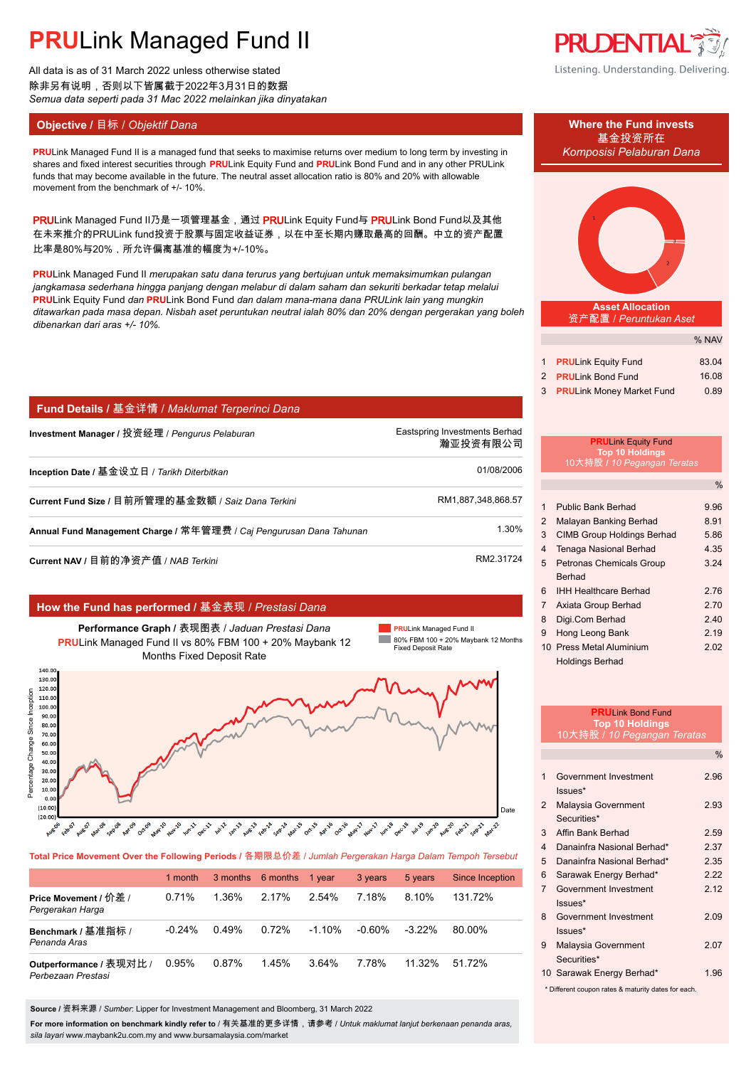# PRULink Managed Fund II

All data is as of 31 March 2022 unless otherwise stated
除非另有说明，否则以下皆属截于2022年3月31日的数据
*Semua data seperti pada 31 Mac 2022 melainkan jika dinyatakan*

## Objective / 目标 / *Objektif Dana*

**PRU**Link Managed Fund II is a managed fund that seeks to maximise returns over medium to long term by investing in shares and fixed interest securities through **PRU**Link Equity Fund and **PRU**Link Bond Fund and in any other PRULink funds that may become available in the future. The neutral asset allocation ratio is 80% and 20% with allowable movement from the benchmark of +/- 10%.

**PRU**Link Managed Fund II乃是一项管理基金，通过 **PRU**Link Equity Fund与 **PRU**Link Bond Fund以及其他在未来推介的PRULink fund投资于股票与固定收益证券，以在中至长期内赚取最高的回酬。中立的资产配置比率是80%与20%，所允许偏离基准的幅度为+/-10%。

**PRU**Link Managed Fund II *merupakan satu dana terurus yang bertujuan untuk memaksimumkan pulangan jangkamasa sederhana hingga panjang dengan melabur di dalam saham dan sekuriti berkadar tetap melalui* **PRU**Link Equity Fund *dan* **PRU**Link Bond Fund *dan dalam mana-mana dana PRULink lain yang mungkin ditawarkan pada masa depan. Nisbah aset peruntukan neutral ialah 80% dan 20% dengan pergerakan yang boleh dibenarkan dari aras +/- 10%.*

## Fund Details / 基金详情 / *Maklumat Terperinci Dana*

| | |
|---|---|
| **Investment Manager / 投资经理 /** *Pengurus Pelaburan* | Eastspring Investments Berhad 瀚亚投资有限公司 |
| **Inception Date / 基金设立日 /** *Tarikh Diterbitkan* | 01/08/2006 |
| **Current Fund Size / 目前所管理的基金数额 /** *Saiz Dana Terkini* | RM1,887,348,868.57 |
| **Annual Fund Management Charge / 常年管理费 /** *Caj Pengurusan Dana Tahunan* | 1.30% |
| **Current NAV / 目前的净资产值 /** *NAB Terkini* | RM2.31724 |

## How the Fund has performed / 基金表现 / *Prestasi Dana*

**Performance Graph / 表现图表 /** *Jaduan Prestasi Dana*
**PRU**Link Managed Fund II vs 80% FBM 100 + 20% Maybank 12 Months Fixed Deposit Rate

**Total Price Movement Over the Following Periods / 各期限总价差 /** *Jumlah Pergerakan Harga Dalam Tempoh Tersebut*

| | 1 month | 3 months | 6 months | 1 year | 3 years | 5 years | Since Inception |
|---|---|---|---|---|---|---|---|
| **Price Movement / 价差 /** *Pergerakan Harga* | 0.71% | 1.36% | 2.17% | 2.54% | 7.18% | 8.10% | 131.72% |
| **Benchmark / 基准指标 /** *Penanda Aras* | -0.24% | 0.49% | 0.72% | -1.10% | -0.60% | -3.22% | 80.00% |
| **Outperformance / 表现对比 /** *Perbezaan Prestasi* | 0.95% | 0.87% | 1.45% | 3.64% | 7.78% | 11.32% | 51.72% |

**Source / 资料来源 /** *Sumber*: Lipper for Investment Management and Bloomberg, 31 March 2022

**For more information on benchmark kindly refer to / 有关基准的更多详情，请参考 /** *Untuk maklumat lanjut berkenaan penanda aras, sila layari* www.maybank2u.com.my and www.bursamalaysia.com/market

## Where the Fund invests / 基金投资所在 / *Komposisi Pelaburan Dana*

### Asset Allocation / 资产配置 / *Peruntukan Aset*

| | | % NAV |
|---|---|---|
| 1 | **PRU**Link Equity Fund | 83.04 |
| 2 | **PRU**Link Bond Fund | 16.08 |
| 3 | **PRU**Link Money Market Fund | 0.89 |

### PRULink Equity Fund Top 10 Holdings / 10大持股 / *10 Pegangan Teratas*

| | | % |
|---|---|---|
| 1 | Public Bank Berhad | 9.96 |
| 2 | Malayan Banking Berhad | 8.91 |
| 3 | CIMB Group Holdings Berhad | 5.86 |
| 4 | Tenaga Nasional Berhad | 4.35 |
| 5 | Petronas Chemicals Group Berhad | 3.24 |
| 6 | IHH Healthcare Berhad | 2.76 |
| 7 | Axiata Group Berhad | 2.70 |
| 8 | Digi.Com Berhad | 2.40 |
| 9 | Hong Leong Bank | 2.19 |
| 10 | Press Metal Aluminium Holdings Berhad | 2.02 |

### PRULink Bond Fund Top 10 Holdings / 10大持股 / *10 Pegangan Teratas*

| | | % |
|---|---|---|
| 1 | Government Investment Issues* | 2.96 |
| 2 | Malaysia Government Securities* | 2.93 |
| 3 | Affin Bank Berhad | 2.59 |
| 4 | Danainfra Nasional Berhad* | 2.37 |
| 5 | Danainfra Nasional Berhad* | 2.35 |
| 6 | Sarawak Energy Berhad* | 2.22 |
| 7 | Government Investment Issues* | 2.12 |
| 8 | Government Investment Issues* | 2.09 |
| 9 | Malaysia Government Securities* | 2.07 |
| 10 | Sarawak Energy Berhad* | 1.96 |

\* Different coupon rates & maturity dates for each.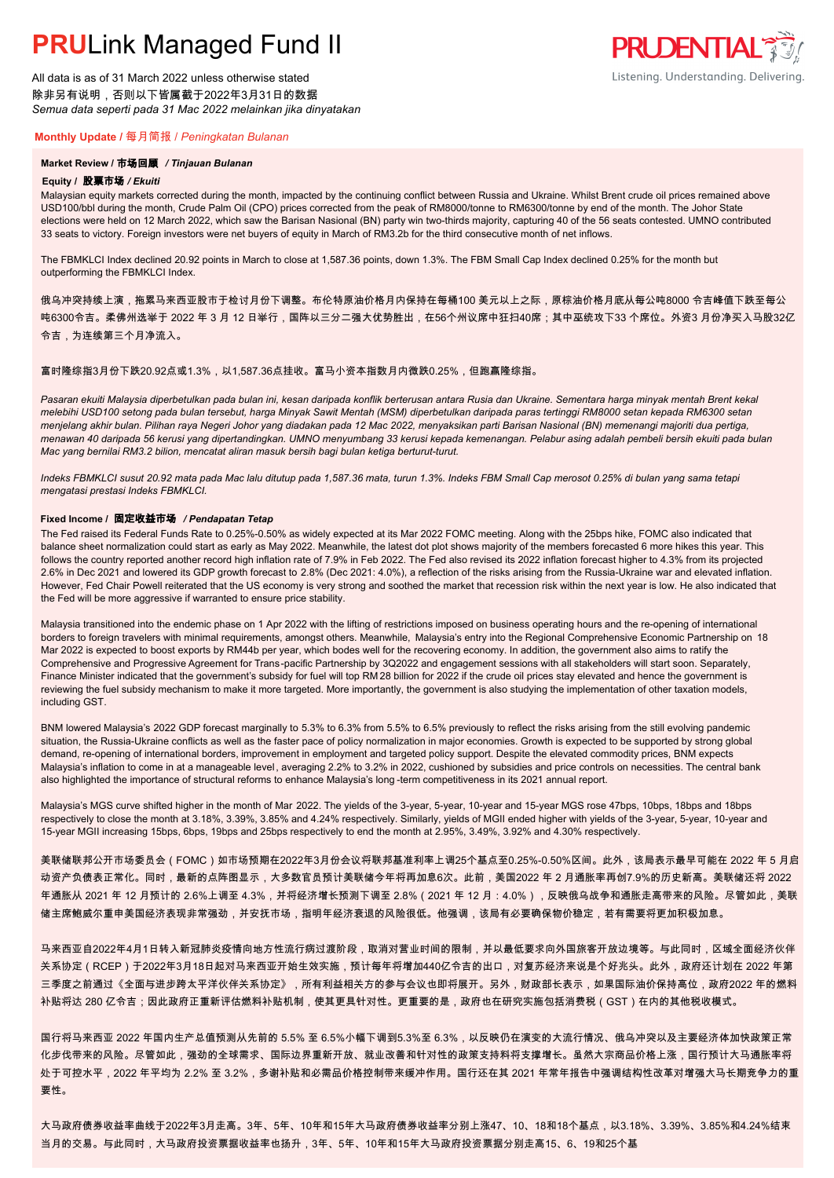# PRULink Managed Fund II

All data is as of 31 March 2022 unless otherwise stated
除非另有说明，否则以下皆属截于2022年3月31日的数据
*Semua data seperti pada 31 Mac 2022 melainkan jika dinyatakan*

## Monthly Update / 每月简报 / *Peningkatan Bulanan*

### Market Review / 市场回顾 / *Tinjauan Bulanan*

#### Equity / 股票市场 / *Ekuiti*

Malaysian equity markets corrected during the month, impacted by the continuing conflict between Russia and Ukraine. Whilst Brent crude oil prices remained above USD100/bbl during the month, Crude Palm Oil (CPO) prices corrected from the peak of RM8000/tonne to RM6300/tonne by end of the month. The Johor State elections were held on 12 March 2022, which saw the Barisan Nasional (BN) party win two-thirds majority, capturing 40 of the 56 seats contested. UMNO contributed 33 seats to victory. Foreign investors were net buyers of equity in March of RM3.2b for the third consecutive month of net inflows.

The FBMKLCI Index declined 20.92 points in March to close at 1,587.36 points, down 1.3%. The FBM Small Cap Index declined 0.25% for the month but outperforming the FBMKLCI Index.

俄乌冲突持续上演，拖累马来西亚股市于检讨月份下调整。布伦特原油价格月内保持在每桶100 美元以上之际，原棕油价格月底从每公吨8000 令吉峰值下跌至每公吨6300令吉。柔佛州选举于 2022 年 3 月 12 日举行，国阵以三分二强大优势胜出，在56个州议席中狂扫40席；其中巫统攻下33 个席位。外资3 月份净买入马股32亿令吉，为连续第三个月净流入。

富时隆综指3月份下跌20.92点或1.3%，以1,587.36点挂收。富马小资本指数月内微跌0.25%，但跑赢隆综指。

*Pasaran ekuiti Malaysia diperbetulkan pada bulan ini, kesan daripada konflik berterusan antara Rusia dan Ukraine. Sementara harga minyak mentah Brent kekal melebihi USD100 setong pada bulan tersebut, harga Minyak Sawit Mentah (MSM) diperbetulkan daripada paras tertinggi RM8000 setan kepada RM6300 setan menjelang akhir bulan. Pilihan raya Negeri Johor yang diadakan pada 12 Mac 2022, menyaksikan parti Barisan Nasional (BN) memenangi majoriti dua pertiga, menawan 40 daripada 56 kerusi yang dipertandingkan. UMNO menyumbang 33 kerusi kepada kemenangan. Pelabur asing adalah pembeli bersih ekuiti pada bulan Mac yang bernilai RM3.2 bilion, mencatat aliran masuk bersih bagi bulan ketiga berturut-turut.*

*Indeks FBMKLCI susut 20.92 mata pada Mac lalu ditutup pada 1,587.36 mata, turun 1.3%. Indeks FBM Small Cap merosot 0.25% di bulan yang sama tetapi mengatasi prestasi Indeks FBMKLCI.*

#### Fixed Income / 固定收益市场 / *Pendapatan Tetap*

The Fed raised its Federal Funds Rate to 0.25%-0.50% as widely expected at its Mar 2022 FOMC meeting. Along with the 25bps hike, FOMC also indicated that balance sheet normalization could start as early as May 2022. Meanwhile, the latest dot plot shows majority of the members forecasted 6 more hikes this year. This follows the country reported another record high inflation rate of 7.9% in Feb 2022. The Fed also revised its 2022 inflation forecast higher to 4.3% from its projected 2.6% in Dec 2021 and lowered its GDP growth forecast to 2.8% (Dec 2021: 4.0%), a reflection of the risks arising from the Russia-Ukraine war and elevated inflation. However, Fed Chair Powell reiterated that the US economy is very strong and soothed the market that recession risk within the next year is low. He also indicated that the Fed will be more aggressive if warranted to ensure price stability.

Malaysia transitioned into the endemic phase on 1 Apr 2022 with the lifting of restrictions imposed on business operating hours and the re-opening of international borders to foreign travelers with minimal requirements, amongst others. Meanwhile, Malaysia's entry into the Regional Comprehensive Economic Partnership on 18 Mar 2022 is expected to boost exports by RM44b per year, which bodes well for the recovering economy. In addition, the government also aims to ratify the Comprehensive and Progressive Agreement for Trans-pacific Partnership by 3Q2022 and engagement sessions with all stakeholders will start soon. Separately, Finance Minister indicated that the government's subsidy for fuel will top RM 28 billion for 2022 if the crude oil prices stay elevated and hence the government is reviewing the fuel subsidy mechanism to make it more targeted. More importantly, the government is also studying the implementation of other taxation models, including GST.

BNM lowered Malaysia's 2022 GDP forecast marginally to 5.3% to 6.3% from 5.5% to 6.5% previously to reflect the risks arising from the still evolving pandemic situation, the Russia-Ukraine conflicts as well as the faster pace of policy normalization in major economies. Growth is expected to be supported by strong global demand, re-opening of international borders, improvement in employment and targeted policy support. Despite the elevated commodity prices, BNM expects Malaysia's inflation to come in at a manageable level, averaging 2.2% to 3.2% in 2022, cushioned by subsidies and price controls on necessities. The central bank also highlighted the importance of structural reforms to enhance Malaysia's long-term competitiveness in its 2021 annual report.

Malaysia's MGS curve shifted higher in the month of Mar 2022. The yields of the 3-year, 5-year, 10-year and 15-year MGS rose 47bps, 10bps, 18bps and 18bps respectively to close the month at 3.18%, 3.39%, 3.85% and 4.24% respectively. Similarly, yields of MGII ended higher with yields of the 3-year, 5-year, 10-year and 15-year MGII increasing 15bps, 6bps, 19bps and 25bps respectively to end the month at 2.95%, 3.49%, 3.92% and 4.30% respectively.

美联储联邦公开市场委员会（FOMC）如市场预期在2022年3月份会议将联邦基准利率上调25个基点至0.25%-0.50%区间。此外，该局表示最早可能在 2022 年 5 月启动资产负债表正常化。同时，最新的点阵图显示，大多数官员预计美联储今年将再加息6次。此前，美国2022 年 2 月通胀率再创7.9%的历史新高。美联储还将 2022 年通胀从 2021 年 12 月预计的 2.6%上调至 4.3%，并将经济增长预测下调至 2.8%（2021 年 12 月：4.0%），反映俄乌战争和通胀走高带来的风险。尽管如此，美联储主席鲍威尔重申美国经济表现非常强劲，并安抚市场，指明年经济衰退的风险很低。他强调，该局有必要确保物价稳定，若有需要将更加积极加息。

马来西亚自2022年4月1日转入新冠肺炎疫情向地方性流行病过渡阶段，取消对营业时间的限制，并以最低要求向外国旅客开放边境等。与此同时，区域全面经济伙伴关系协定（RCEP）于2022年3月18日起对马来西亚开始生效实施，预计每年将增加440亿令吉的出口，对复苏经济来说是个好兆头。此外，政府还计划在 2022 年第三季度之前通过《全面与进步跨太平洋伙伴关系协定》，所有利益相关方的参与会议也即将展开。另外，财政部长表示，如果国际油价保持高位，政府2022 年的燃料补贴将达 280 亿令吉；因此政府正重新评估燃料补贴机制，使其更具针对性。更重要的是，政府也在研究实施包括消费税（GST）在内的其他税收模式。

国行将马来西亚 2022 年国内生产总值预测从先前的 5.5% 至 6.5%小幅下调到5.3%至 6.3%，以反映仍在演变的大流行情况、俄乌冲突以及主要经济体加快政策正常化步伐带来的风险。尽管如此，强劲的全球需求、国际边界重新开放、就业改善和针对性的政策支持料将支撑增长。虽然大宗商品价格上涨，国行预计大马通胀率将处于可控水平，2022 年平均为 2.2% 至 3.2%，多谢补贴和必需品价格控制带来缓冲作用。国行还在其 2021 年常年报告中强调结构性改革对增强大马长期竞争力的重要性。

大马政府债券收益率曲线于2022年3月走高。3年、5年、10年和15年大马政府债券收益率分别上涨47、10、18和18个基点，以3.18%、3.39%、3.85%和4.24%结束当月的交易。与此同时，大马政府投资票据收益率也扬升，3年、5年、10年和15年大马政府投资票据分别走高15、6、19和25个基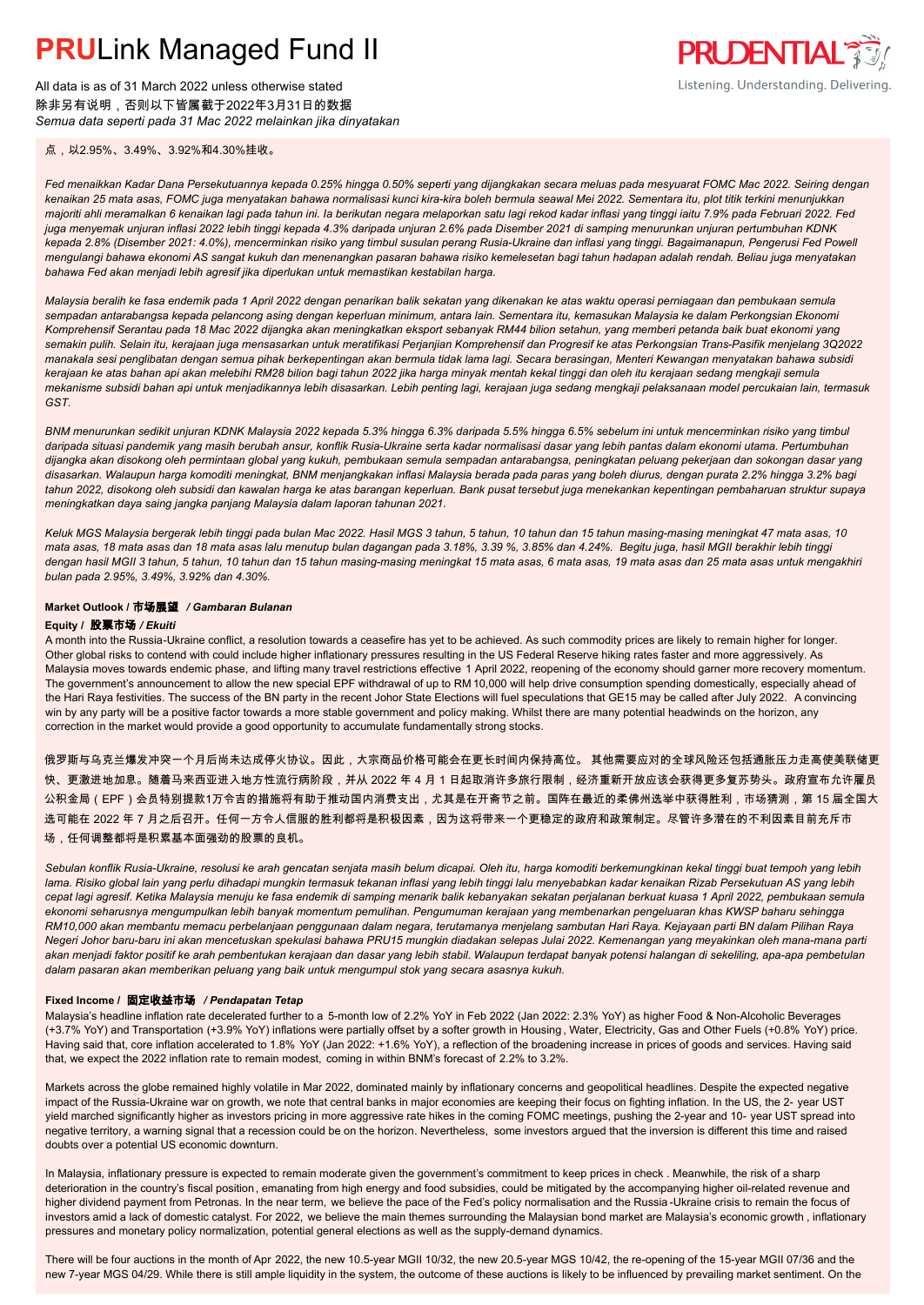点，以2.95%、3.49%、3.92%和4.30%挂收。

*Fed menaikkan Kadar Dana Persekutuannya kepada 0.25% hingga 0.50% seperti yang dijangkakan secara meluas pada mesyuarat FOMC Mac 2022. Seiring dengan kenaikan 25 mata asas, FOMC juga menyatakan bahawa normalisasi kunci kira-kira boleh bermula seawal Mei 2022. Sementara itu, plot titik terkini menunjukkan majoriti ahli meramalkan 6 kenaikan lagi pada tahun ini. Ia berikutan negara melaporkan satu lagi rekod kadar inflasi yang tinggi iaitu 7.9% pada Februari 2022. Fed juga menyemak unjuran inflasi 2022 lebih tinggi kepada 4.3% daripada unjuran 2.6% pada Disember 2021 di samping menurunkan unjuran pertumbuhan KDNK kepada 2.8% (Disember 2021: 4.0%), mencerminkan risiko yang timbul susulan perang Rusia-Ukraine dan inflasi yang tinggi. Bagaimanapun, Pengerusi Fed Powell mengulangi bahawa ekonomi AS sangat kukuh dan menenangkan pasaran bahawa risiko kemelesetan bagi tahun hadapan adalah rendah. Beliau juga menyatakan bahawa Fed akan menjadi lebih agresif jika diperlukan untuk memastikan kestabilan harga.*

*Malaysia beralih ke fasa endemik pada 1 April 2022 dengan penarikan balik sekatan yang dikenakan ke atas waktu operasi perniagaan dan pembukaan semula sempadan antarabangsa kepada pelancong asing dengan keperluan minimum, antara lain. Sementara itu, kemasukan Malaysia ke dalam Perkongsian Ekonomi Komprehensif Serantau pada 18 Mac 2022 dijangka akan meningkatkan eksport sebanyak RM44 bilion setahun, yang memberi petanda baik buat ekonomi yang semakin pulih. Selain itu, kerajaan juga mensasarkan untuk meratifikasi Perjanjian Komprehensif dan Progresif ke atas Perkongsian Trans-Pasifik menjelang 3Q2022 manakala sesi penglibatan dengan semua pihak berkepentingan akan bermula tidak lama lagi. Secara berasingan, Menteri Kewangan menyatakan bahawa subsidi kerajaan ke atas bahan api akan melebihi RM28 bilion bagi tahun 2022 jika harga minyak mentah kekal tinggi dan oleh itu kerajaan sedang mengkaji semula mekanisme subsidi bahan api untuk menjadikannya lebih disasarkan. Lebih penting lagi, kerajaan juga sedang mengkaji pelaksanaan model percukaian lain, termasuk GST.*

*BNM menurunkan sedikit unjuran KDNK Malaysia 2022 kepada 5.3% hingga 6.3% daripada 5.5% hingga 6.5% sebelum ini untuk mencerminkan risiko yang timbul daripada situasi pandemik yang masih berubah ansur, konflik Rusia-Ukraine serta kadar normalisasi dasar yang lebih pantas dalam ekonomi utama. Pertumbuhan dijangka akan disokong oleh permintaan global yang kukuh, pembukaan semula sempadan antarabangsa, peningkatan peluang pekerjaan dan sokongan dasar yang disasarkan. Walaupun harga komoditi meningkat, BNM menjangkakan inflasi Malaysia berada pada paras yang boleh diurus, dengan purata 2.2% hingga 3.2% bagi tahun 2022, disokong oleh subsidi dan kawalan harga ke atas barangan keperluan. Bank pusat tersebut juga menekankan kepentingan pembaharuan struktur supaya meningkatkan daya saing jangka panjang Malaysia dalam laporan tahunan 2021.*

*Keluk MGS Malaysia bergerak lebih tinggi pada bulan Mac 2022. Hasil MGS 3 tahun, 5 tahun, 10 tahun dan 15 tahun masing-masing meningkat 47 mata asas, 10 mata asas, 18 mata asas dan 18 mata asas lalu menutup bulan dagangan pada 3.18%, 3.39 %, 3.85% dan 4.24%. Begitu juga, hasil MGII berakhir lebih tinggi dengan hasil MGII 3 tahun, 5 tahun, 10 tahun dan 15 tahun masing-masing meningkat 15 mata asas, 6 mata asas, 19 mata asas dan 25 mata asas untuk mengakhiri bulan pada 2.95%, 3.49%, 3.92% dan 4.30%.*

#### Market Outlook / 市场展望 / *Gambaran Bulanan*

##### Equity / 股票市场 / *Ekuiti*

A month into the Russia-Ukraine conflict, a resolution towards a ceasefire has yet to be achieved. As such commodity prices are likely to remain higher for longer. Other global risks to contend with could include higher inflationary pressures resulting in the US Federal Reserve hiking rates faster and more aggressively. As Malaysia moves towards endemic phase, and lifting many travel restrictions effective 1 April 2022, reopening of the economy should garner more recovery momentum. The government's announcement to allow the new special EPF withdrawal of up to RM 10,000 will help drive consumption spending domestically, especially ahead of the Hari Raya festivities. The success of the BN party in the recent Johor State Elections will fuel speculations that GE15 may be called after July 2022. A convincing win by any party will be a positive factor towards a more stable government and policy making. Whilst there are many potential headwinds on the horizon, any correction in the market would provide a good opportunity to accumulate fundamentally strong stocks.

俄罗斯与乌克兰爆发冲突一个月后尚未达成停火协议。因此，大宗商品价格可能会在更长时间内保持高位。 其他需要应对的全球风险还包括通胀压力走高使美联储更快、更激进地加息。随着马来西亚进入地方性流行病阶段，并从 2022 年 4 月 1 日起取消许多旅行限制，经济重新开放应该会获得更多复苏势头。政府宣布允许雇员公积金局（EPF）会员特别提款1万令吉的措施将有助于推动国内消费支出，尤其是在开斋节之前。国阵在最近的柔佛州选举中获得胜利，市场猜测，第 15 届全国大选可能在 2022 年 7 月之后召开。任何一方令人信服的胜利都将是积极因素，因为这将带来一个更稳定的政府和政策制定。尽管许多潜在的不利因素目前充斥市场，任何调整都将是积累基本面强劲的股票的良机。

*Sebulan konflik Rusia-Ukraine, resolusi ke arah gencatan senjata masih belum dicapai. Oleh itu, harga komoditi berkemungkinan kekal tinggi buat tempoh yang lebih lama. Risiko global lain yang perlu dihadapi mungkin termasuk tekanan inflasi yang lebih tinggi lalu menyebabkan kadar kenaikan Rizab Persekutuan AS yang lebih cepat lagi agresif. Ketika Malaysia menuju ke fasa endemik di samping menarik balik kebanyakan sekatan perjalanan berkuat kuasa 1 April 2022, pembukaan semula ekonomi seharusnya mengumpulkan lebih banyak momentum pemulihan. Pengumuman kerajaan yang membenarkan pengeluaran khas KWSP baharu sehingga RM10,000 akan membantu memacu perbelanjaan penggunaan dalam negara, terutamanya menjelang sambutan Hari Raya. Kejayaan parti BN dalam Pilihan Raya Negeri Johor baru-baru ini akan mencetuskan spekulasi bahawa PRU15 mungkin diadakan selepas Julai 2022. Kemenangan yang meyakinkan oleh mana-mana parti akan menjadi faktor positif ke arah pembentukan kerajaan dan dasar yang lebih stabil. Walaupun terdapat banyak potensi halangan di sekeliling, apa-apa pembetulan dalam pasaran akan memberikan peluang yang baik untuk mengumpul stok yang secara asasnya kukuh.*

##### Fixed Income / 固定收益市场 / *Pendapatan Tetap*

Malaysia's headline inflation rate decelerated further to a 5-month low of 2.2% YoY in Feb 2022 (Jan 2022: 2.3% YoY) as higher Food & Non-Alcoholic Beverages (+3.7% YoY) and Transportation (+3.9% YoY) inflations were partially offset by a softer growth in Housing, Water, Electricity, Gas and Other Fuels (+0.8% YoY) price. Having said that, core inflation accelerated to 1.8% YoY (Jan 2022: +1.6% YoY), a reflection of the broadening increase in prices of goods and services. Having said that, we expect the 2022 inflation rate to remain modest, coming in within BNM's forecast of 2.2% to 3.2%.

Markets across the globe remained highly volatile in Mar 2022, dominated mainly by inflationary concerns and geopolitical headlines. Despite the expected negative impact of the Russia-Ukraine war on growth, we note that central banks in major economies are keeping their focus on fighting inflation. In the US, the 2- year UST yield marched significantly higher as investors pricing in more aggressive rate hikes in the coming FOMC meetings, pushing the 2-year and 10- year UST spread into negative territory, a warning signal that a recession could be on the horizon. Nevertheless, some investors argued that the inversion is different this time and raised doubts over a potential US economic downturn.

In Malaysia, inflationary pressure is expected to remain moderate given the government's commitment to keep prices in check. Meanwhile, the risk of a sharp deterioration in the country's fiscal position, emanating from high energy and food subsidies, could be mitigated by the accompanying higher oil-related revenue and higher dividend payment from Petronas. In the near term, we believe the pace of the Fed's policy normalisation and the Russia-Ukraine crisis to remain the focus of investors amid a lack of domestic catalyst. For 2022, we believe the main themes surrounding the Malaysian bond market are Malaysia's economic growth, inflationary pressures and monetary policy normalization, potential general elections as well as the supply-demand dynamics.

There will be four auctions in the month of Apr 2022, the new 10.5-year MGII 10/32, the new 20.5-year MGS 10/42, the re-opening of the 15-year MGII 07/36 and the new 7-year MGS 04/29. While there is still ample liquidity in the system, the outcome of these auctions is likely to be influenced by prevailing market sentiment. On the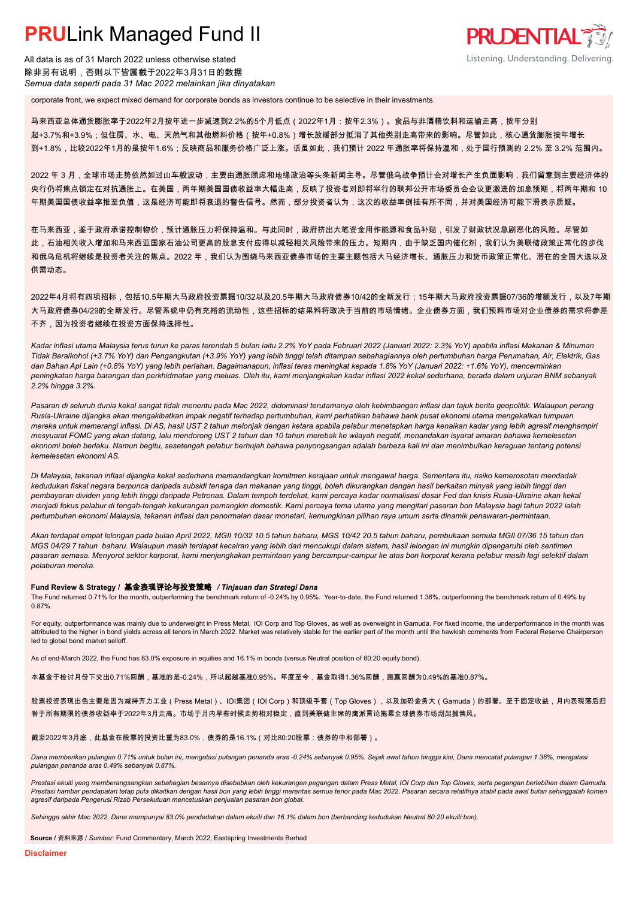corporate front, we expect mixed demand for corporate bonds as investors continue to be selective in their investments.

马来西亚总体通货膨胀率于2022年2月按年进一步减速到2.2%的5个月低点（2022年1月：按年2.3%）。食品与非酒精饮料和运输走高，按年分别起+3.7%和+3.9%；但住房、水、电、天然气和其他燃料价格（按年+0.8%）增长放缓部分抵消了其他类别走高带来的影响。尽管如此，核心通货膨胀按年增长到+1.8%，比较2022年1月的是按年1.6%；反映商品和服务价格广泛上涨。话虽如此，我们预计 2022 年通胀率将保持温和，处于国行预测的 2.2% 至 3.2% 范围内。

2022 年 3 月，全球市场走势依然如过山车般波动，主要由通胀顾虑和地缘政治等头条新闻主导。尽管俄乌战争预计会对增长产生负面影响，我们留意到主要经济体的央行仍将焦点锁定在对抗通胀上。在美国，两年期美国国债收益率大幅走高，反映了投资者对即将举行的联邦公开市场委员会会议更激进的加息预期，将两年期和 10 年期美国国债收益率推至负值，这是经济可能即将衰退的警告信号。然而，部分投资者认为，这次的收益率倒挂有所不同，并对美国经济可能下滑表示质疑。

在马来西亚，鉴于政府承诺控制物价，预计通胀压力将保持温和。与此同时，政府挤出大笔资金用作能源和食品补贴，引发了财政状况急剧恶化的风险。尽管如此，石油相关收入增加和马来西亚国家石油公司更高的股息支付应得以减轻相关风险带来的压力。短期内，由于缺乏国内催化剂，我们认为美联储政策正常化的步伐和俄乌危机将继续是投资者关注的焦点。2022 年，我们认为围绕马来西亚债券市场的主要主题包括大马经济增长、通胀压力和货币政策正常化、潜在的全国大选以及供需动态。

2022年4月将有四项招标，包括10.5年期大马政府投资票据10/32以及20.5年期大马政府债券10/42的全新发行；15年期大马政府投资票据07/36的增额发行，以及7年期大马政府债券04/29的全新发行。尽管系统中仍有充裕的流动性，这些招标的结果料将取决于当前的市场情绪。企业债券方面，我们预料市场对企业债券的需求将参差不齐，因为投资者继续在投资方面保持选择性。

*Kadar inflasi utama Malaysia terus turun ke paras terendah 5 bulan iaitu 2.2% YoY pada Februari 2022 (Januari 2022: 2.3% YoY) apabila inflasi Makanan & Minuman Tidak Beralkohol (+3.7% YoY) dan Pengangkutan (+3.9% YoY) yang lebih tinggi telah ditampan sebahagiannya oleh pertumbuhan harga Perumahan, Air, Elektrik, Gas dan Bahan Api Lain (+0.8% YoY) yang lebih perlahan. Bagaimanapun, inflasi teras meningkat kepada 1.8% YoY (Januari 2022: +1.6% YoY), mencerminkan peningkatan harga barangan dan perkhidmatan yang meluas. Oleh itu, kami menjangkakan kadar inflasi 2022 kekal sederhana, berada dalam unjuran BNM sebanyak 2.2% hingga 3.2%.*

*Pasaran di seluruh dunia kekal sangat tidak menentu pada Mac 2022, didominasi terutamanya oleh kebimbangan inflasi dan tajuk berita geopolitik. Walaupun perang Rusia-Ukraine dijangka akan mengakibatkan impak negatif terhadap pertumbuhan, kami perhatikan bahawa bank pusat ekonomi utama mengekalkan tumpuan mereka untuk memerangi inflasi. Di AS, hasil UST 2 tahun melonjak dengan ketara apabila pelabur menetapkan harga kenaikan kadar yang lebih agresif menghampiri mesyuarat FOMC yang akan datang, lalu mendorong UST 2 tahun dan 10 tahun merebak ke wilayah negatif, menandakan isyarat amaran bahawa kemelesetan ekonomi boleh berlaku. Namun begitu, setengah pelabur berhujah bahawa penyongsangan adalah berbeza kali ini dan menimbulkan keraguan tentang potensi kemelesetan ekonomi AS.*

*Di Malaysia, tekanan inflasi dijangka kekal sederhana memandangkan komitmen kerajaan untuk mengawal harga. Sementara itu, risiko kemerosotan mendadak kedudukan fiskal negara berpunca daripada subsidi tenaga dan makanan yang tinggi, boleh dikurangkan dengan hasil berkaitan minyak yang lebih tinggi dan pembayaran dividen yang lebih tinggi daripada Petronas. Dalam tempoh terdekat, kami percaya kadar normalisasi dasar Fed dan krisis Rusia-Ukraine akan kekal menjadi fokus pelabur di tengah-tengah kekurangan pemangkin domestik. Kami percaya tema utama yang mengitari pasaran bon Malaysia bagi tahun 2022 ialah pertumbuhan ekonomi Malaysia, tekanan inflasi dan penormalan dasar monetari, kemungkinan pilihan raya umum serta dinamik penawaran-permintaan.*

*Akan terdapat empat lelongan pada bulan April 2022, MGII 10/32 10.5 tahun baharu, MGS 10/42 20.5 tahun baharu, pembukaan semula MGII 07/36 15 tahun dan MGS 04/29 7 tahun baharu. Walaupun masih terdapat kecairan yang lebih dari mencukupi dalam sistem, hasil lelongan ini mungkin dipengaruhi oleh sentimen pasaran semasa. Menyorot sektor korporat, kami menjangkakan permintaan yang bercampur-campur ke atas bon korporat kerana pelabur masih lagi selektif dalam pelaburan mereka.*

**Fund Review & Strategy / 基金表现评论与投资策略** ***/ Tinjauan dan Strategi Dana***

The Fund returned 0.71% for the month, outperforming the benchmark return of -0.24% by 0.95%. Year-to-date, the Fund returned 1.36%, outperforming the benchmark return of 0.49% by 0.87%.

For equity, outperformance was mainly due to underweight in Press Metal, IOI Corp and Top Gloves, as well as overweight in Gamuda. For fixed income, the underperformance in the month was attributed to the higher in bond yields across all tenors in March 2022. Market was relatively stable for the earlier part of the month until the hawkish comments from Federal Reserve Chairperson led to global bond market selloff.

As of end-March 2022, the Fund has 83.0% exposure in equities and 16.1% in bonds (versus Neutral position of 80:20 equity:bond).

本基金于检讨月份下交出0.71%回酬，基准的是-0.24%，所以超越基准0.95%。年度至今，基金取得1.36%回酬，跑赢回酬为0.49%的基准0.87%。

股票投资表现出色主要是因为减持齐力工业（Press Metal）、IOI集团（IOI Corp）和顶级手套（Top Gloves），以及加码金务大（Gamuda）的部署。至于固定收益，月内表现落后归咎于所有期限的债券收益率于2022年3月走高。市场于月内早些时候走势相对稳定，直到美联储主席的鹰派言论拖累全球债券市场刮起抛售风。

截至2022年3月底，此基金在股票的投资比重为83.0%，债券的是16.1%（对比80:20股票：债券的中和部署）。

*Dana memberikan pulangan 0.71% untuk bulan ini, mengatasi pulangan penanda aras -0.24% sebanyak 0.95%. Sejak awal tahun hingga kini, Dana mencatat pulangan 1.36%, mengatasi pulangan penanda aras 0.49% sebanyak 0.87%.*

*Prestasi ekuiti yang memberangsangkan sebahagian besarnya disebabkan oleh kekurangan pegangan dalam Press Metal, IOI Corp dan Top Gloves, serta pegangan berlebihan dalam Gamuda. Prestasi hambar pendapatan tetap pula dikaitkan dengan hasil bon yang lebih tinggi merentas semua tenor pada Mac 2022. Pasaran secara relatifnya stabil pada awal bulan sehinggalah komen agresif daripada Pengerusi Rizab Persekutuan mencetuskan penjualan pasaran bon global.*

*Sehingga akhir Mac 2022, Dana mempunyai 83.0% pendedahan dalam ekuiti dan 16.1% dalam bon (berbanding kedudukan Neutral 80:20 ekuiti:bon).*

**Source** / 资料来源 / *Sumber*: Fund Commentary, March 2022, Eastspring Investments Berhad

**Disclaimer**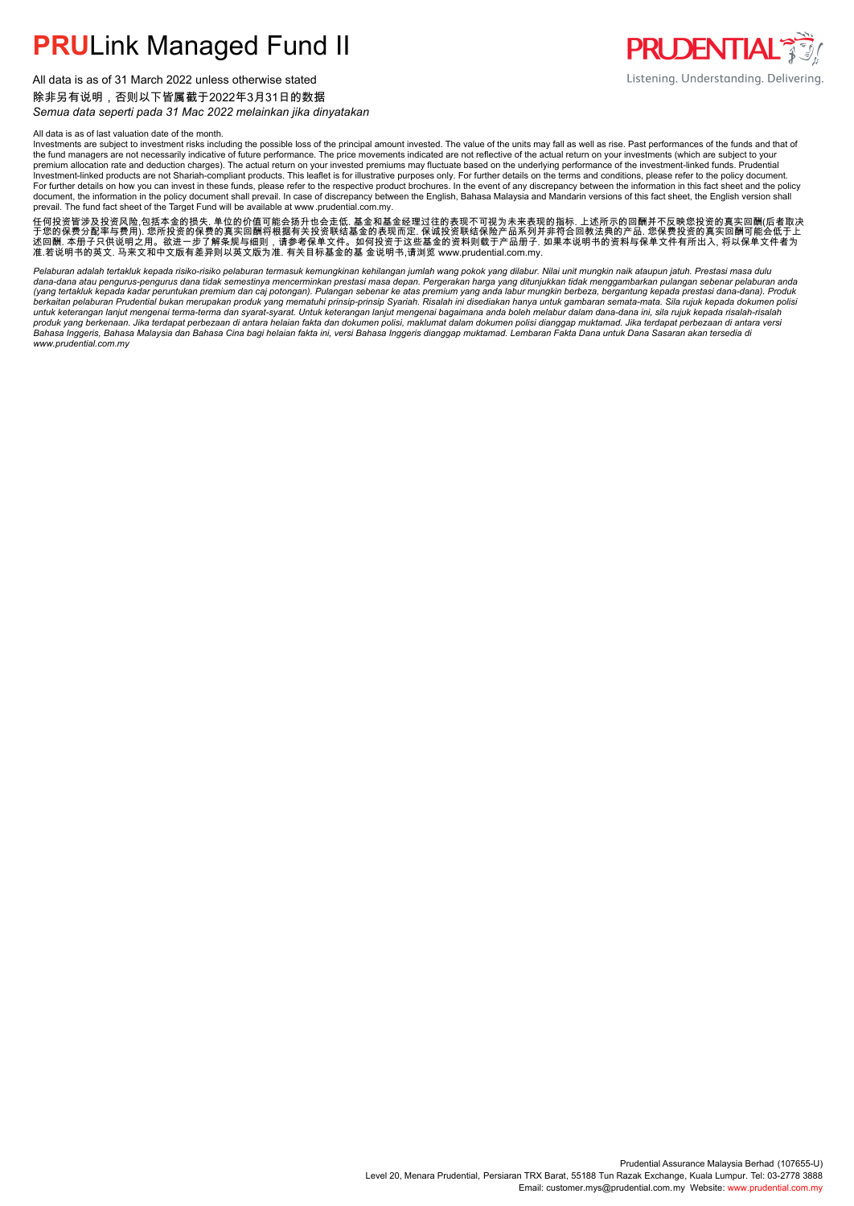All data is as of 31 March 2022 unless otherwise stated

除非另有说明，否则以下皆属截于2022年3月31日的数据

*Semua data seperti pada 31 Mac 2022 melainkan jika dinyatakan*

All data is as of last valuation date of the month.
Investments are subject to investment risks including the possible loss of the principal amount invested. The value of the units may fall as well as rise. Past performances of the funds and that of the fund managers are not necessarily indicative of future performance. The price movements indicated are not reflective of the actual return on your investments (which are subject to your premium allocation rate and deduction charges). The actual return on your invested premiums may fluctuate based on the underlying performance of the investment-linked funds. Prudential Investment-linked products are not Shariah-compliant products. This leaflet is for illustrative purposes only. For further details on the terms and conditions, please refer to the policy document. For further details on how you can invest in these funds, please refer to the respective product brochures. In the event of any discrepancy between the information in this fact sheet and the policy document, the information in the policy document shall prevail. In case of discrepancy between the English, Bahasa Malaysia and Mandarin versions of this fact sheet, the English version shall prevail. The fund fact sheet of the Target Fund will be available at www .prudential.com.my.

任何投资皆涉及投资风险,包括本金的损失. 单位的价值可能会扬升也会走低. 基金和基金经理过往的表现不可视为未来表现的指标. 上述所示的回酬并不反映您投资的真实回酬(后者取决于您的保费分配率与费用). 您所投资的保费的真实回酬将根据有关投资联结基金的表现而定. 保诚投资联结保险产品系列并非符合回教法典的产品. 您保费投资的真实回酬可能会低于上述回酬. 本册子只供说明之用。欲进一步了解条规与细则，请参考保单文件。如何投资于这些基金的资料则载于产品册子. 如果本说明书的资料与保单文件有所出入, 将以保单文件者为准.若说明书的英文. 马来文和中文版有差异则以英文版为准. 有关目标基金的基 金说明书,请浏览 www.prudential.com.my.

*Pelaburan adalah tertakluk kepada risiko-risiko pelaburan termasuk kemungkinan kehilangan jumlah wang pokok yang dilabur. Nilai unit mungkin naik ataupun jatuh. Prestasi masa dulu dana-dana atau pengurus-pengurus dana tidak semestinya mencerminkan prestasi masa depan. Pergerakan harga yang ditunjukkan tidak menggambarkan pulangan sebenar pelaburan anda (yang tertakluk kepada kadar peruntukan premium dan caj potongan). Pulangan sebenar ke atas premium yang anda labur mungkin berbeza, bergantung kepada prestasi dana-dana). Produk berkaitan pelaburan Prudential bukan merupakan produk yang mematuhi prinsip-prinsip Syariah. Risalah ini disediakan hanya untuk gambaran semata-mata. Sila rujuk kepada dokumen polisi untuk keterangan lanjut mengenai terma-terma dan syarat-syarat. Untuk keterangan lanjut mengenai bagaimana anda boleh melabur dalam dana-dana ini, sila rujuk kepada risalah-risalah produk yang berkenaan. Jika terdapat perbezaan di antara helaian fakta dan dokumen polisi, maklumat dalam dokumen polisi dianggap muktamad. Jika terdapat perbezaan di antara versi Bahasa Inggeris, Bahasa Malaysia dan Bahasa Cina bagi helaian fakta ini, versi Bahasa Inggeris dianggap muktamad. Lembaran Fakta Dana untuk Dana Sasaran akan tersedia di www.prudential.com.my*

Prudential Assurance Malaysia Berhad (107655-U)
Level 20, Menara Prudential, Persiaran TRX Barat, 55188 Tun Razak Exchange, Kuala Lumpur. Tel: 03-2778 3888
Email: customer.mys@prudential.com.my Website: www.prudential.com.my